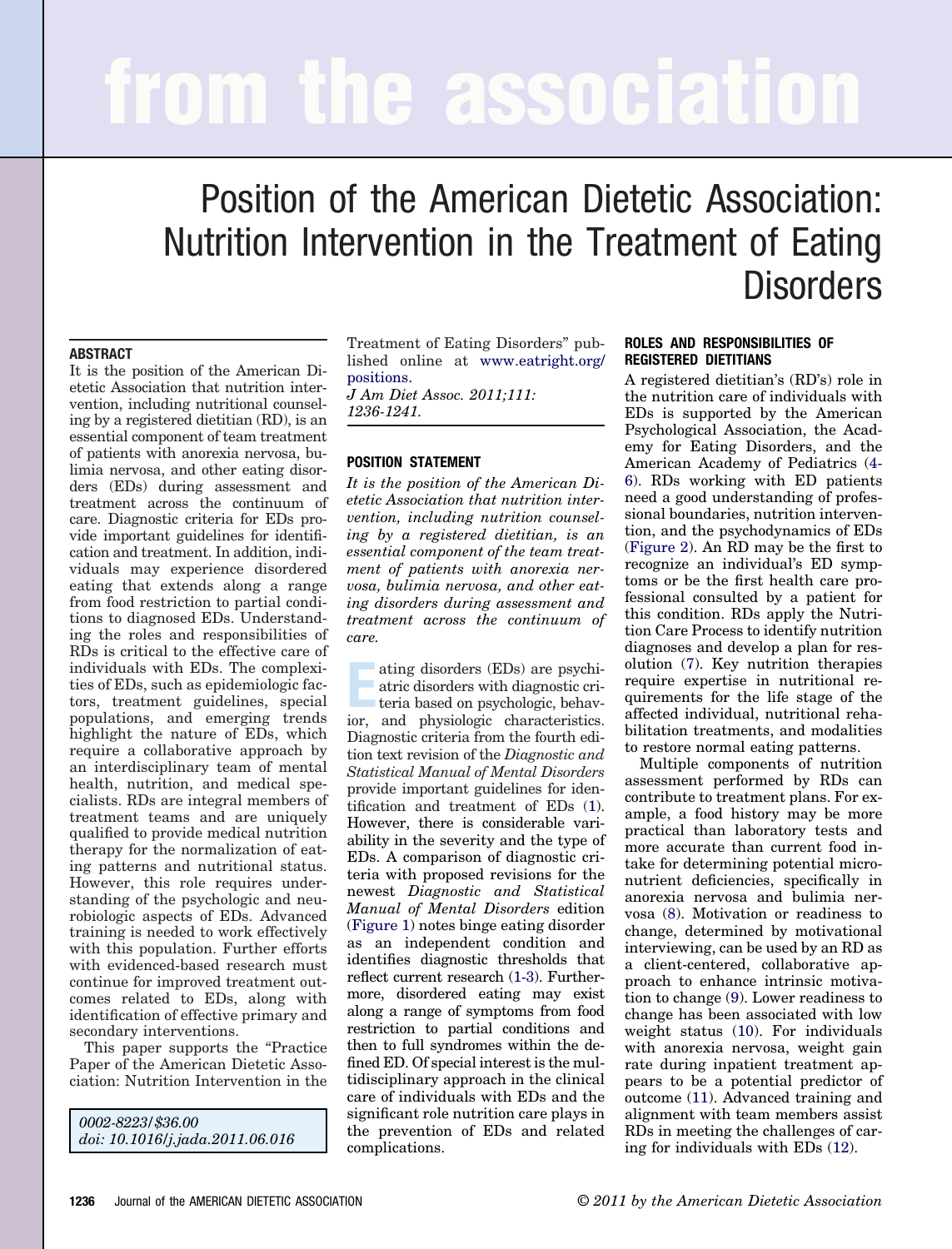# from the association

# Position of the American Dietetic Association: Nutrition Intervention in the Treatment of Eating Disorders

## ABSTRACT

It is the position of the American Dietetic Association that nutrition intervention, including nutritional counseling by a registered dietitian (RD), is an essential component of team treatment of patients with anorexia nervosa, bulimia nervosa, and other eating disorders (EDs) during assessment and treatment across the continuum of care. Diagnostic criteria for EDs provide important guidelines for identification and treatment. In addition, individuals may experience disordered eating that extends along a range from food restriction to partial conditions to diagnosed EDs. Understanding the roles and responsibilities of RDs is critical to the effective care of individuals with EDs. The complexities of EDs, such as epidemiologic factors, treatment guidelines, special populations, and emerging trends highlight the nature of EDs, which require a collaborative approach by an interdisciplinary team of mental health, nutrition, and medical specialists. RDs are integral members of treatment teams and are uniquely qualified to provide medical nutrition therapy for the normalization of eating patterns and nutritional status. However, this role requires understanding of the psychologic and neurobiologic aspects of EDs. Advanced training is needed to work effectively with this population. Further efforts with evidenced-based research must continue for improved treatment outcomes related to EDs, along with identification of effective primary and secondary interventions.

This paper supports the "Practice Paper of the American Dietetic Association: Nutrition Intervention in the Treatment of Eating Disorders" published online at www.eatright.org/positions.

*J Am Diet Assoc. 2011;111: 1236-1241.*

*0002-8223/$36.00*
*doi: 10.1016/j.jada.2011.06.016*

## POSITION STATEMENT

*It is the position of the American Dietetic Association that nutrition intervention, including nutrition counseling by a registered dietitian, is an essential component of the team treatment of patients with anorexia nervosa, bulimia nervosa, and other eating disorders during assessment and treatment across the continuum of care.*

Eating disorders (EDs) are psychiatric disorders with diagnostic criteria based on psychologic, behavior, and physiologic characteristics. Diagnostic criteria from the fourth edition text revision of the *Diagnostic and Statistical Manual of Mental Disorders* provide important guidelines for identification and treatment of EDs (1). However, there is considerable variability in the severity and the type of EDs. A comparison of diagnostic criteria with proposed revisions for the newest *Diagnostic and Statistical Manual of Mental Disorders* edition (Figure 1) notes binge eating disorder as an independent condition and identifies diagnostic thresholds that reflect current research (1-3). Furthermore, disordered eating may exist along a range of symptoms from food restriction to partial conditions and then to full syndromes within the defined ED. Of special interest is the multidisciplinary approach in the clinical care of individuals with EDs and the significant role nutrition care plays in the prevention of EDs and related complications.

## ROLES AND RESPONSIBILITIES OF REGISTERED DIETITIANS

A registered dietitian's (RD's) role in the nutrition care of individuals with EDs is supported by the American Psychological Association, the Academy for Eating Disorders, and the American Academy of Pediatrics (4-6). RDs working with ED patients need a good understanding of professional boundaries, nutrition intervention, and the psychodynamics of EDs (Figure 2). An RD may be the first to recognize an individual's ED symptoms or be the first health care professional consulted by a patient for this condition. RDs apply the Nutrition Care Process to identify nutrition diagnoses and develop a plan for resolution (7). Key nutrition therapies require expertise in nutritional requirements for the life stage of the affected individual, nutritional rehabilitation treatments, and modalities to restore normal eating patterns.

Multiple components of nutrition assessment performed by RDs can contribute to treatment plans. For example, a food history may be more practical than laboratory tests and more accurate than current food intake for determining potential micronutrient deficiencies, specifically in anorexia nervosa and bulimia nervosa (8). Motivation or readiness to change, determined by motivational interviewing, can be used by an RD as a client-centered, collaborative approach to enhance intrinsic motivation to change (9). Lower readiness to change has been associated with low weight status (10). For individuals with anorexia nervosa, weight gain rate during inpatient treatment appears to be a potential predictor of outcome (11). Advanced training and alignment with team members assist RDs in meeting the challenges of caring for individuals with EDs (12).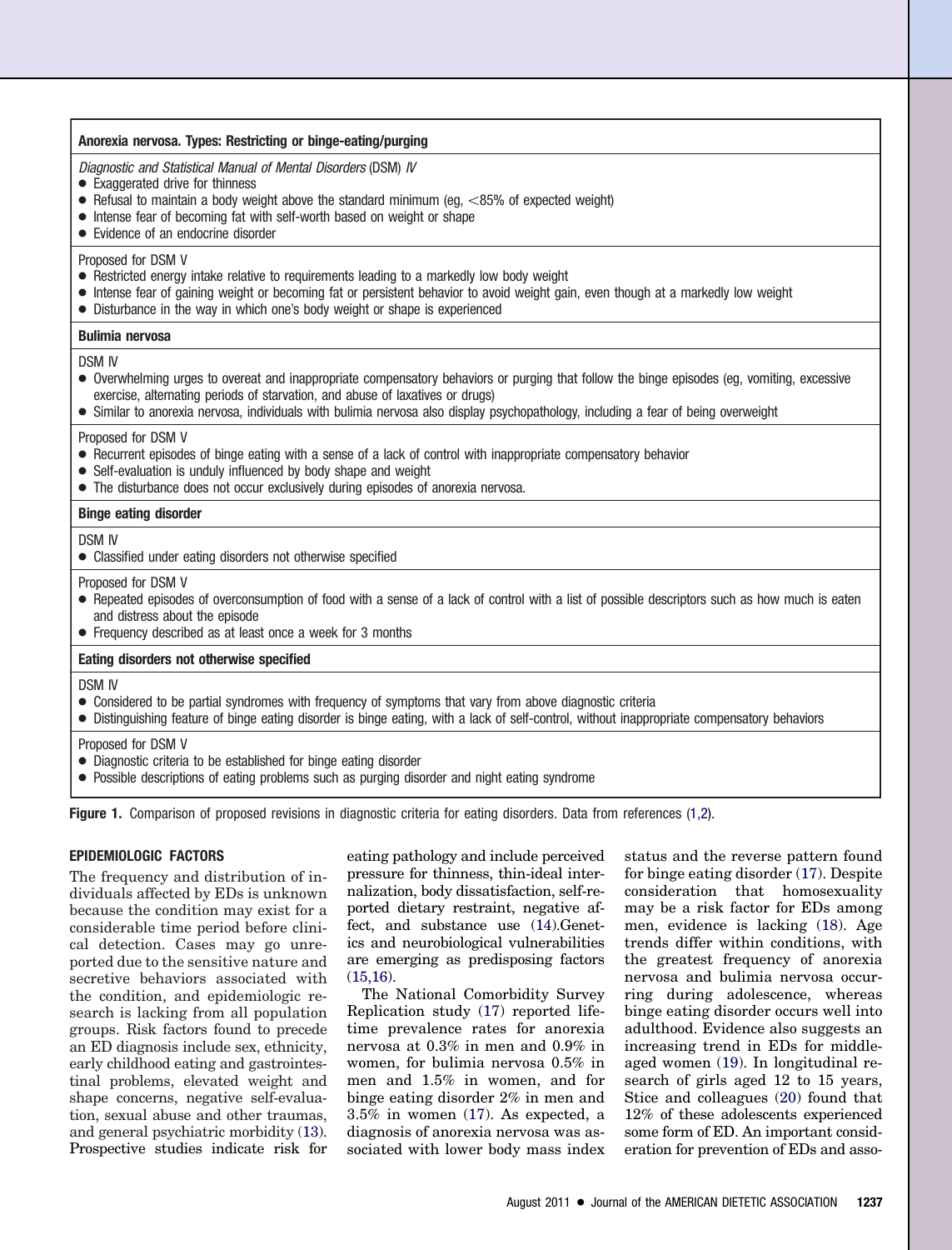**Anorexia nervosa. Types: Restricting or binge-eating/purging**

*Diagnostic and Statistical Manual of Mental Disorders* (DSM) *IV*

- Exaggerated drive for thinness
- Refusal to maintain a body weight above the standard minimum (eg, <85% of expected weight)
- Intense fear of becoming fat with self-worth based on weight or shape
- Evidence of an endocrine disorder

Proposed for DSM V

- Restricted energy intake relative to requirements leading to a markedly low body weight
- Intense fear of gaining weight or becoming fat or persistent behavior to avoid weight gain, even though at a markedly low weight
- Disturbance in the way in which one's body weight or shape is experienced

**Bulimia nervosa**

DSM IV

- Overwhelming urges to overeat and inappropriate compensatory behaviors or purging that follow the binge episodes (eg, vomiting, excessive exercise, alternating periods of starvation, and abuse of laxatives or drugs)
- Similar to anorexia nervosa, individuals with bulimia nervosa also display psychopathology, including a fear of being overweight

Proposed for DSM V

- Recurrent episodes of binge eating with a sense of a lack of control with inappropriate compensatory behavior
- Self-evaluation is unduly influenced by body shape and weight
- The disturbance does not occur exclusively during episodes of anorexia nervosa.

**Binge eating disorder**

DSM IV

- Classified under eating disorders not otherwise specified

Proposed for DSM V

- Repeated episodes of overconsumption of food with a sense of a lack of control with a list of possible descriptors such as how much is eaten and distress about the episode
- Frequency described as at least once a week for 3 months

**Eating disorders not otherwise specified**

DSM IV

- Considered to be partial syndromes with frequency of symptoms that vary from above diagnostic criteria
- Distinguishing feature of binge eating disorder is binge eating, with a lack of self-control, without inappropriate compensatory behaviors

Proposed for DSM V

- Diagnostic criteria to be established for binge eating disorder
- Possible descriptions of eating problems such as purging disorder and night eating syndrome

**Figure 1.** Comparison of proposed revisions in diagnostic criteria for eating disorders. Data from references (1,2).

## EPIDEMIOLOGIC FACTORS

The frequency and distribution of individuals affected by EDs is unknown because the condition may exist for a considerable time period before clinical detection. Cases may go unreported due to the sensitive nature and secretive behaviors associated with the condition, and epidemiologic research is lacking from all population groups. Risk factors found to precede an ED diagnosis include sex, ethnicity, early childhood eating and gastrointestinal problems, elevated weight and shape concerns, negative self-evaluation, sexual abuse and other traumas, and general psychiatric morbidity (13). Prospective studies indicate risk for eating pathology and include perceived pressure for thinness, thin-ideal internalization, body dissatisfaction, self-reported dietary restraint, negative affect, and substance use (14).Genetics and neurobiological vulnerabilities are emerging as predisposing factors (15,16).

The National Comorbidity Survey Replication study (17) reported lifetime prevalence rates for anorexia nervosa at 0.3% in men and 0.9% in women, for bulimia nervosa 0.5% in men and 1.5% in women, and for binge eating disorder 2% in men and 3.5% in women (17). As expected, a diagnosis of anorexia nervosa was associated with lower body mass index status and the reverse pattern found for binge eating disorder (17). Despite consideration that homosexuality may be a risk factor for EDs among men, evidence is lacking (18). Age trends differ within conditions, with the greatest frequency of anorexia nervosa and bulimia nervosa occurring during adolescence, whereas binge eating disorder occurs well into adulthood. Evidence also suggests an increasing trend in EDs for middle-aged women (19). In longitudinal research of girls aged 12 to 15 years, Stice and colleagues (20) found that 12% of these adolescents experienced some form of ED. An important consideration for prevention of EDs and asso-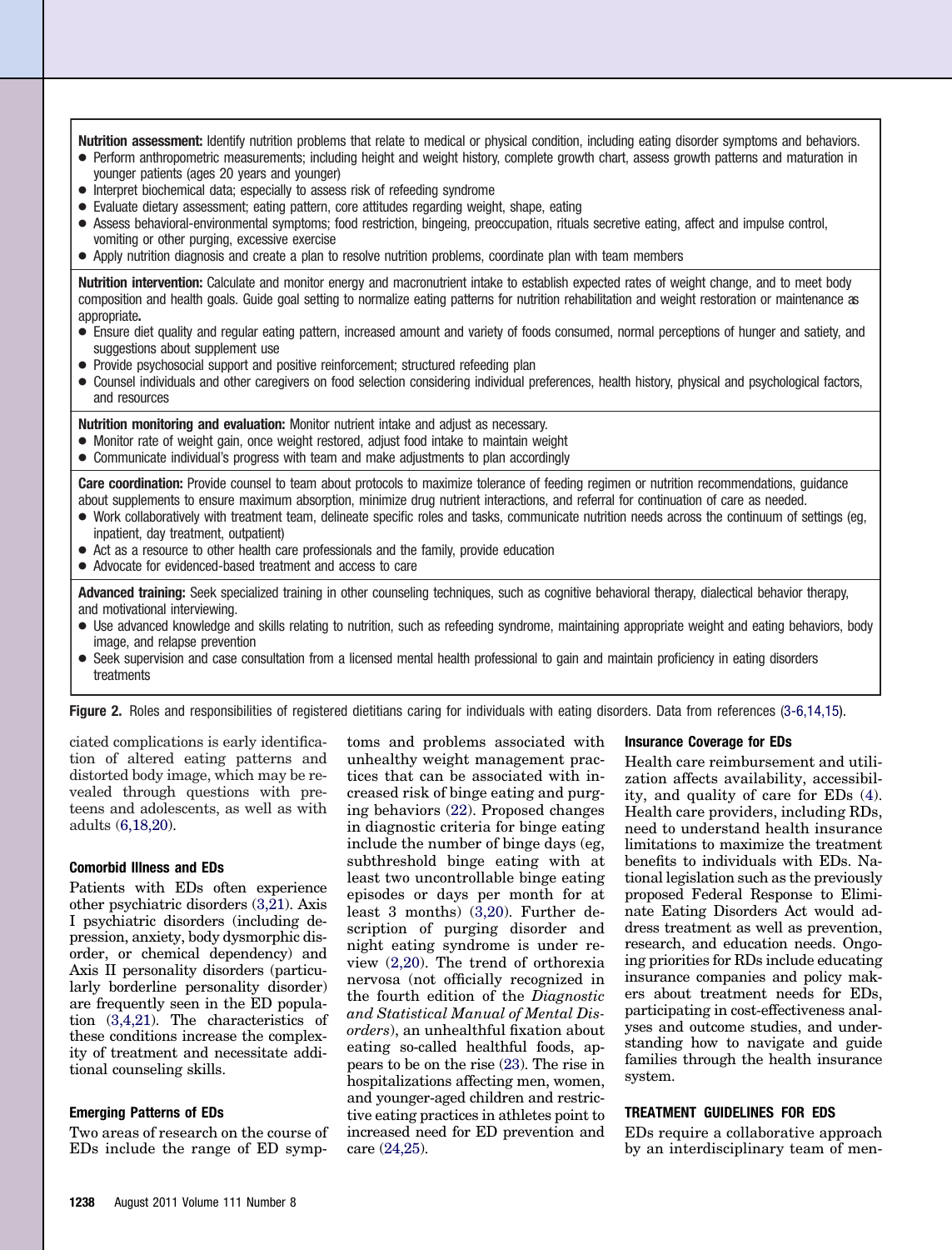**Nutrition assessment:** Identify nutrition problems that relate to medical or physical condition, including eating disorder symptoms and behaviors.

- Perform anthropometric measurements; including height and weight history, complete growth chart, assess growth patterns and maturation in younger patients (ages 20 years and younger)
- Interpret biochemical data; especially to assess risk of refeeding syndrome
- Evaluate dietary assessment; eating pattern, core attitudes regarding weight, shape, eating
- Assess behavioral-environmental symptoms; food restriction, bingeing, preoccupation, rituals secretive eating, affect and impulse control, vomiting or other purging, excessive exercise
- Apply nutrition diagnosis and create a plan to resolve nutrition problems, coordinate plan with team members

**Nutrition intervention:** Calculate and monitor energy and macronutrient intake to establish expected rates of weight change, and to meet body composition and health goals. Guide goal setting to normalize eating patterns for nutrition rehabilitation and weight restoration or maintenance as appropriate**.**

- Ensure diet quality and regular eating pattern, increased amount and variety of foods consumed, normal perceptions of hunger and satiety, and suggestions about supplement use
- Provide psychosocial support and positive reinforcement; structured refeeding plan
- Counsel individuals and other caregivers on food selection considering individual preferences, health history, physical and psychological factors, and resources

**Nutrition monitoring and evaluation:** Monitor nutrient intake and adjust as necessary.

- Monitor rate of weight gain, once weight restored, adjust food intake to maintain weight
- Communicate individual's progress with team and make adjustments to plan accordingly

**Care coordination:** Provide counsel to team about protocols to maximize tolerance of feeding regimen or nutrition recommendations, guidance about supplements to ensure maximum absorption, minimize drug nutrient interactions, and referral for continuation of care as needed.

- Work collaboratively with treatment team, delineate specific roles and tasks, communicate nutrition needs across the continuum of settings (eg, inpatient, day treatment, outpatient)
- Act as a resource to other health care professionals and the family, provide education
- Advocate for evidenced-based treatment and access to care

**Advanced training:** Seek specialized training in other counseling techniques, such as cognitive behavioral therapy, dialectical behavior therapy, and motivational interviewing.

- Use advanced knowledge and skills relating to nutrition, such as refeeding syndrome, maintaining appropriate weight and eating behaviors, body image, and relapse prevention
- Seek supervision and case consultation from a licensed mental health professional to gain and maintain proficiency in eating disorders treatments

**Figure 2.** Roles and responsibilities of registered dietitians caring for individuals with eating disorders. Data from references (3-6,14,15).

ciated complications is early identification of altered eating patterns and distorted body image, which may be revealed through questions with preteens and adolescents, as well as with adults (6,18,20).

#### Comorbid Illness and EDs

Patients with EDs often experience other psychiatric disorders (3,21). Axis I psychiatric disorders (including depression, anxiety, body dysmorphic disorder, or chemical dependency) and Axis II personality disorders (particularly borderline personality disorder) are frequently seen in the ED population (3,4,21). The characteristics of these conditions increase the complexity of treatment and necessitate additional counseling skills.

#### Emerging Patterns of EDs

Two areas of research on the course of EDs include the range of ED symptoms and problems associated with unhealthy weight management practices that can be associated with increased risk of binge eating and purging behaviors (22). Proposed changes in diagnostic criteria for binge eating include the number of binge days (eg, subthreshold binge eating with at least two uncontrollable binge eating episodes or days per month for at least 3 months) (3,20). Further description of purging disorder and night eating syndrome is under review (2,20). The trend of orthorexia nervosa (not officially recognized in the fourth edition of the *Diagnostic and Statistical Manual of Mental Disorders*), an unhealthful fixation about eating so-called healthful foods, appears to be on the rise (23). The rise in hospitalizations affecting men, women, and younger-aged children and restrictive eating practices in athletes point to increased need for ED prevention and care (24,25).

#### Insurance Coverage for EDs

Health care reimbursement and utilization affects availability, accessibility, and quality of care for EDs (4). Health care providers, including RDs, need to understand health insurance limitations to maximize the treatment benefits to individuals with EDs. National legislation such as the previously proposed Federal Response to Eliminate Eating Disorders Act would address treatment as well as prevention, research, and education needs. Ongoing priorities for RDs include educating insurance companies and policy makers about treatment needs for EDs, participating in cost-effectiveness analyses and outcome studies, and understanding how to navigate and guide families through the health insurance system.

### TREATMENT GUIDELINES FOR EDS

EDs require a collaborative approach by an interdisciplinary team of men-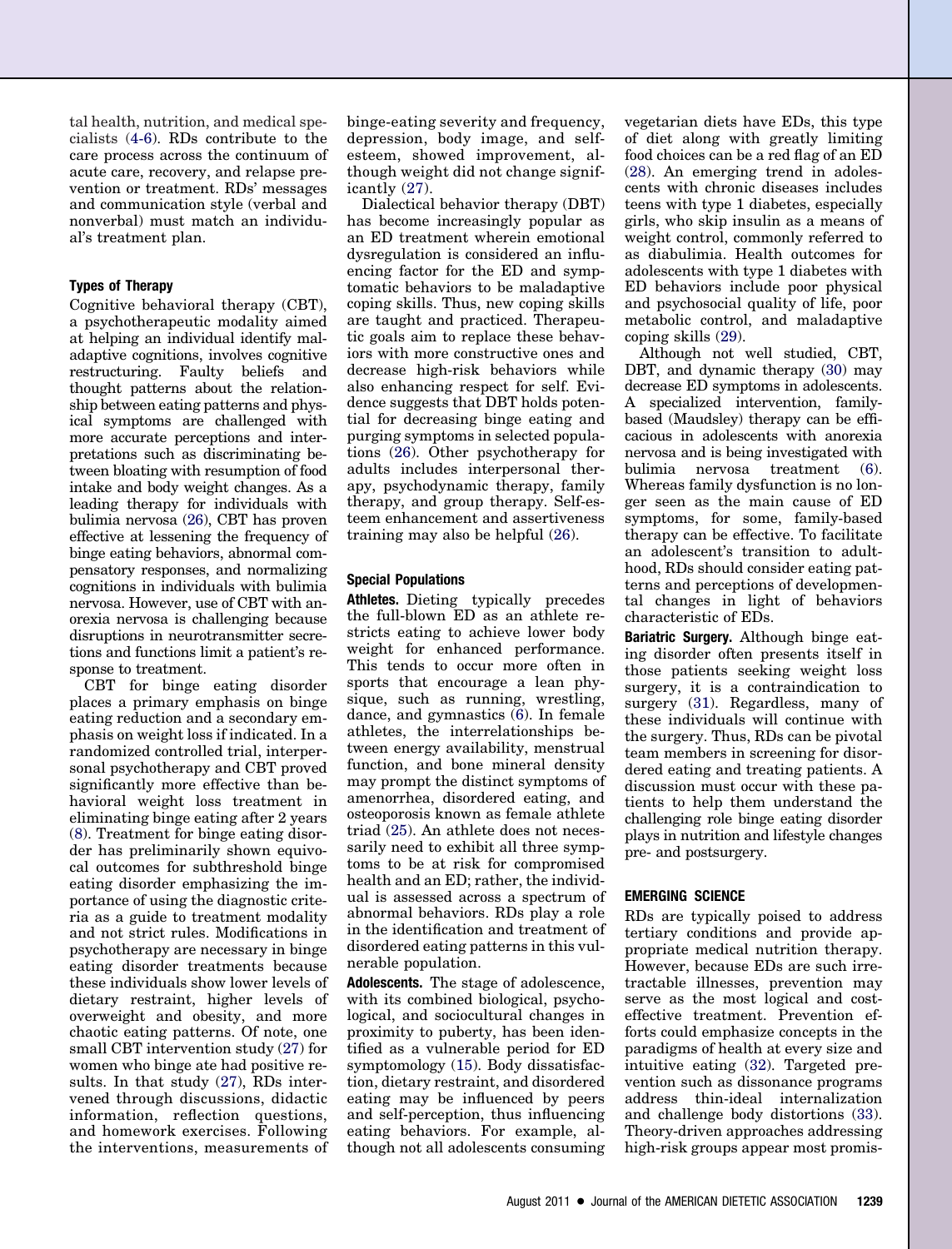tal health, nutrition, and medical specialists (4-6). RDs contribute to the care process across the continuum of acute care, recovery, and relapse prevention or treatment. RDs' messages and communication style (verbal and nonverbal) must match an individual's treatment plan.

### Types of Therapy

Cognitive behavioral therapy (CBT), a psychotherapeutic modality aimed at helping an individual identify maladaptive cognitions, involves cognitive restructuring. Faulty beliefs and thought patterns about the relationship between eating patterns and physical symptoms are challenged with more accurate perceptions and interpretations such as discriminating between bloating with resumption of food intake and body weight changes. As a leading therapy for individuals with bulimia nervosa (26), CBT has proven effective at lessening the frequency of binge eating behaviors, abnormal compensatory responses, and normalizing cognitions in individuals with bulimia nervosa. However, use of CBT with anorexia nervosa is challenging because disruptions in neurotransmitter secretions and functions limit a patient's response to treatment.

CBT for binge eating disorder places a primary emphasis on binge eating reduction and a secondary emphasis on weight loss if indicated. In a randomized controlled trial, interpersonal psychotherapy and CBT proved significantly more effective than behavioral weight loss treatment in eliminating binge eating after 2 years (8). Treatment for binge eating disorder has preliminarily shown equivocal outcomes for subthreshold binge eating disorder emphasizing the importance of using the diagnostic criteria as a guide to treatment modality and not strict rules. Modifications in psychotherapy are necessary in binge eating disorder treatments because these individuals show lower levels of dietary restraint, higher levels of overweight and obesity, and more chaotic eating patterns. Of note, one small CBT intervention study (27) for women who binge ate had positive results. In that study (27), RDs intervened through discussions, didactic information, reflection questions, and homework exercises. Following the interventions, measurements of binge-eating severity and frequency, depression, body image, and self-esteem, showed improvement, although weight did not change significantly (27).

Dialectical behavior therapy (DBT) has become increasingly popular as an ED treatment wherein emotional dysregulation is considered an influencing factor for the ED and symptomatic behaviors to be maladaptive coping skills. Thus, new coping skills are taught and practiced. Therapeutic goals aim to replace these behaviors with more constructive ones and decrease high-risk behaviors while also enhancing respect for self. Evidence suggests that DBT holds potential for decreasing binge eating and purging symptoms in selected populations (26). Other psychotherapy for adults includes interpersonal therapy, psychodynamic therapy, family therapy, and group therapy. Self-esteem enhancement and assertiveness training may also be helpful (26).

### Special Populations

**Athletes.** Dieting typically precedes the full-blown ED as an athlete restricts eating to achieve lower body weight for enhanced performance. This tends to occur more often in sports that encourage a lean physique, such as running, wrestling, dance, and gymnastics (6). In female athletes, the interrelationships between energy availability, menstrual function, and bone mineral density may prompt the distinct symptoms of amenorrhea, disordered eating, and osteoporosis known as female athlete triad (25). An athlete does not necessarily need to exhibit all three symptoms to be at risk for compromised health and an ED; rather, the individual is assessed across a spectrum of abnormal behaviors. RDs play a role in the identification and treatment of disordered eating patterns in this vulnerable population.

**Adolescents.** The stage of adolescence, with its combined biological, psychological, and sociocultural changes in proximity to puberty, has been identified as a vulnerable period for ED symptomatology (15). Body dissatisfaction, dietary restraint, and disordered eating may be influenced by peers and self-perception, thus influencing eating behaviors. For example, although not all adolescents consuming vegetarian diets have EDs, this type of diet along with greatly limiting food choices can be a red flag of an ED (28). An emerging trend in adolescents with chronic diseases includes teens with type 1 diabetes, especially girls, who skip insulin as a means of weight control, commonly referred to as diabulimia. Health outcomes for adolescents with type 1 diabetes with ED behaviors include poor physical and psychosocial quality of life, poor metabolic control, and maladaptive coping skills (29).

Although not well studied, CBT, DBT, and dynamic therapy (30) may decrease ED symptoms in adolescents. A specialized intervention, family-based (Maudsley) therapy can be efficacious in adolescents with anorexia nervosa and is being investigated with bulimia nervosa treatment (6). Whereas family dysfunction is no longer seen as the main cause of ED symptoms, for some, family-based therapy can be effective. To facilitate an adolescent's transition to adulthood, RDs should consider eating patterns and perceptions of developmental changes in light of behaviors characteristic of EDs.

**Bariatric Surgery.** Although binge eating disorder often presents itself in those patients seeking weight loss surgery, it is a contraindication to surgery (31). Regardless, many of these individuals will continue with the surgery. Thus, RDs can be pivotal team members in screening for disordered eating and treating patients. A discussion must occur with these patients to help them understand the challenging role binge eating disorder plays in nutrition and lifestyle changes pre- and postsurgery.

## EMERGING SCIENCE

RDs are typically poised to address tertiary conditions and provide appropriate medical nutrition therapy. However, because EDs are such irretractable illnesses, prevention may serve as the most logical and cost-effective treatment. Prevention efforts could emphasize concepts in the paradigms of health at every size and intuitive eating (32). Targeted prevention such as dissonance programs address thin-ideal internalization and challenge body distortions (33). Theory-driven approaches addressing high-risk groups appear most promis-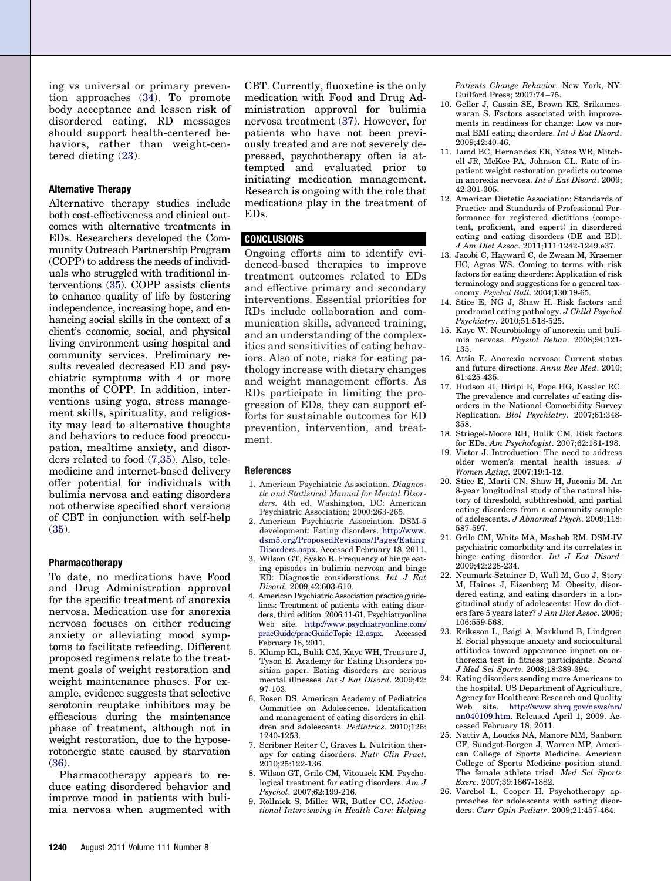ing vs universal or primary prevention approaches (34). To promote body acceptance and lessen risk of disordered eating, RD messages should support health-centered behaviors, rather than weight-centered dieting (23).

### Alternative Therapy

Alternative therapy studies include both cost-effectiveness and clinical outcomes with alternative treatments in EDs. Researchers developed the Community Outreach Partnership Program (COPP) to address the needs of individuals who struggled with traditional interventions (35). COPP assists clients to enhance quality of life by fostering independence, increasing hope, and enhancing social skills in the context of a client's economic, social, and physical living environment using hospital and community services. Preliminary results revealed decreased ED and psychiatric symptoms with 4 or more months of COPP. In addition, interventions using yoga, stress management skills, spirituality, and religiosity may lead to alternative thoughts and behaviors to reduce food preoccupation, mealtime anxiety, and disorders related to food (7,35). Also, telemedicine and internet-based delivery offer potential for individuals with bulimia nervosa and eating disorders not otherwise specified short versions of CBT in conjunction with self-help (35).

### Pharmacotherapy

To date, no medications have Food and Drug Administration approval for the specific treatment of anorexia nervosa. Medication use for anorexia nervosa focuses on either reducing anxiety or alleviating mood symptoms to facilitate refeeding. Different proposed regimens relate to the treatment goals of weight restoration and weight maintenance phases. For example, evidence suggests that selective serotonin reuptake inhibitors may be efficacious during the maintenance phase of treatment, although not in weight restoration, due to the hyposerotonergic state caused by starvation (36).

Pharmacotherapy appears to reduce eating disordered behavior and improve mood in patients with bulimia nervosa when augmented with CBT. Currently, fluoxetine is the only medication with Food and Drug Administration approval for bulimia nervosa treatment (37). However, for patients who have not been previously treated and are not severely depressed, psychotherapy often is attempted and evaluated prior to initiating medication management. Research is ongoing with the role that medications play in the treatment of EDs.

## CONCLUSIONS

Ongoing efforts aim to identify evidenced-based therapies to improve treatment outcomes related to EDs and effective primary and secondary interventions. Essential priorities for RDs include collaboration and communication skills, advanced training, and an understanding of the complexities and sensitivities of eating behaviors. Also of note, risks for eating pathology increase with dietary changes and weight management efforts. As RDs participate in limiting the progression of EDs, they can support efforts for sustainable outcomes for ED prevention, intervention, and treatment.

### References

1. American Psychiatric Association. *Diagnostic and Statistical Manual for Mental Disorders*. 4th ed. Washington, DC: American Psychiatric Association; 2000:263-265.
2. American Psychiatric Association. DSM-5 development: Eating disorders. http://www.dsm5.org/ProposedRevisions/Pages/EatingDisorders.aspx. Accessed February 18, 2011.
3. Wilson GT, Sysko R. Frequency of binge eating episodes in bulimia nervosa and binge ED: Diagnostic considerations. *Int J Eat Disord*. 2009;42:603-610.
4. American Psychiatric Association practice guidelines: Treatment of patients with eating disorders, third edition. 2006:11-61. Psychiatryonline Web site. http://www.psychiatryonline.com/pracGuide/pracGuideTopic_12.aspx. Accessed February 18, 2011.
5. Klump KL, Bulik CM, Kaye WH, Treasure J, Tyson E. Academy for Eating Disorders position paper: Eating disorders are serious mental illnesses. *Int J Eat Disord*. 2009;42:97-103.
6. Rosen DS. American Academy of Pediatrics Committee on Adolescence. Identification and management of eating disorders in children and adolescents. *Pediatrics*. 2010;126:1240-1253.
7. Scribner Reiter C, Graves L. Nutrition therapy for eating disorders. *Nutr Clin Pract*. 2010;25:122-136.
8. Wilson GT, Grilo CM, Vitousek KM. Psychological treatment for eating disorders. *Am J Psychol*. 2007;62:199-216.
9. Rollnick S, Miller WR, Butler CC. *Motivational Interviewing in Health Care: Helping Patients Change Behavior*. New York, NY: Guilford Press; 2007:74–75.
10. Geller J, Cassin SE, Brown KE, Srikameswaran S. Factors associated with improvements in readiness for change: Low vs normal BMI eating disorders. *Int J Eat Disord*. 2009;42:40-46.
11. Lund BC, Hernandez ER, Yates WR, Mitchell JR, McKee PA, Johnson CL. Rate of inpatient weight restoration predicts outcome in anorexia nervosa. *Int J Eat Disord*. 2009;42:301-305.
12. American Dietetic Association: Standards of Practice and Standards of Professional Performance for registered dietitians (competent, proficient, and expert) in disordered eating and eating disorders (DE and ED). *J Am Diet Assoc*. 2011;111:1242-1249.e37.
13. Jacobi C, Hayward C, de Zwaan M, Kraemer HC, Agras WS. Coming to terms with risk factors for eating disorders: Application of risk terminology and suggestions for a general taxonomy. *Psychol Bull*. 2004;130:19-65.
14. Stice E, NG J, Shaw H. Risk factors and prodromal eating pathology. *J Child Psychol Psychiatry*. 2010;51:518-525.
15. Kaye W. Neurobiology of anorexia and bulimia nervosa. *Physiol Behav*. 2008;94:121-135.
16. Attia E. Anorexia nervosa: Current status and future directions. *Annu Rev Med*. 2010;61:425-435.
17. Hudson JI, Hiripi E, Pope HG, Kessler RC. The prevalence and correlates of eating disorders in the National Comorbidity Survey Replication. *Biol Psychiatry*. 2007;61:348-358.
18. Striegel-Moore RH, Bulik CM. Risk factors for EDs. *Am Psychologist*. 2007;62:181-198.
19. Victor J. Introduction: The need to address older women's mental health issues. *J Women Aging*. 2007;19:1-12.
20. Stice E, Marti CN, Shaw H, Jaconis M. An 8-year longitudinal study of the natural history of threshold, subthreshold, and partial eating disorders from a community sample of adolescents. *J Abnormal Psych*. 2009;118:587-597.
21. Grilo CM, White MA, Masheb RM. DSM-IV psychiatric comorbidity and its correlates in binge eating disorder. *Int J Eat Disord*. 2009;42:228-234.
22. Neumark-Sztainer D, Wall M, Guo J, Story M, Haines J, Eisenberg M. Obesity, disordered eating, and eating disorders in a longitudinal study of adolescents: How do dieters fare 5 years later? *J Am Diet Assoc*. 2006;106:559-568.
23. Eriksson L, Baigi A, Marklund B, Lindgren E. Social physique anxiety and sociocultural attitudes toward appearance impact on orthorexia test in fitness participants. *Scand J Med Sci Sports*. 2008;18:389-394.
24. Eating disorders sending more Americans to the hospital. US Department of Agriculture, Agency for Healthcare Research and Quality Web site. http://www.ahrq.gov/news/nn/nn040109.htm. Released April 1, 2009. Accessed February 18, 2011.
25. Nattiv A, Loucks NA, Manore MM, Sanborn CF, Sundgot-Borgen J, Warren MP, American College of Sports Medicine. American College of Sports Medicine position stand. The female athlete triad. *Med Sci Sports Exerc*. 2007;39:1867-1882.
26. Varchol L, Cooper H. Psychotherapy approaches for adolescents with eating disorders. *Curr Opin Pediatr*. 2009;21:457-464.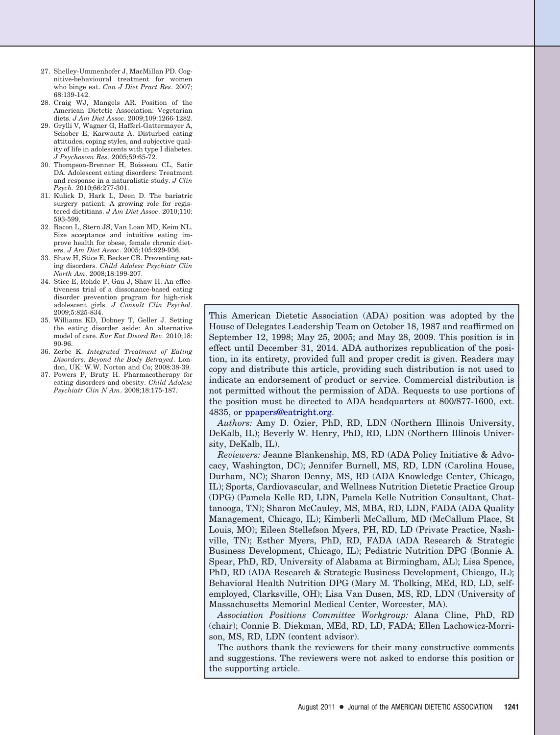27. Shelley-Ummenhofer J, MacMillan PD. Cognitive-behavioural treatment for women who binge eat. *Can J Diet Pract Res*. 2007;68:139-142.
28. Craig WJ, Mangels AR. Position of the American Dietetic Association: Vegetarian diets. *J Am Diet Assoc*. 2009;109:1266-1282.
29. Grylli V, Wagner G, Hafferl-Gattermayer A, Schober E, Karwautz A. Disturbed eating attitudes, coping styles, and subjective quality of life in adolescents with type I diabetes. *J Psychosom Res*. 2005;59:65-72.
30. Thompson-Brenner H, Boisseau CL, Satir DA. Adolescent eating disorders: Treatment and response in a naturalistic study. *J Clin Psych*. 2010;66:277-301.
31. Kulick D, Hark L, Deen D. The bariatric surgery patient: A growing role for registered dietitians. *J Am Diet Assoc*. 2010;110:593-599.
32. Bacon L, Stern JS, Van Loan MD, Keim NL. Size acceptance and intuitive eating improve health for obese, female chronic dieters. *J Am Diet Assoc*. 2005;105:929-936.
33. Shaw H, Stice E, Becker CB. Preventing eating disorders. *Child Adolesc Psychiatr Clin North Am*. 2008;18:199-207.
34. Stice E, Rohde P, Gau J, Shaw H. An effectiveness trial of a dissonance-based eating disorder prevention program for high-risk adolescent girls. *J Consult Clin Psychol*. 2009;5:825-834.
35. Williams KD, Dobney T, Geller J. Setting the eating disorder aside: An alternative model of care. *Eur Eat Disord Rev*. 2010;18:90-96.
36. Zerbe K. *Integrated Treatment of Eating Disorders: Beyond the Body Betrayed*. London, UK: W.W. Norton and Co; 2008:38-39.
37. Powers P, Bruty H. Pharmacotherapy for eating disorders and obesity. *Child Adolesc Psychiatr Clin N Am*. 2008;18:175-187.

This American Dietetic Association (ADA) position was adopted by the House of Delegates Leadership Team on October 18, 1987 and reaffirmed on September 12, 1998; May 25, 2005; and May 28, 2009. This position is in effect until December 31, 2014. ADA authorizes republication of the position, in its entirety, provided full and proper credit is given. Readers may copy and distribute this article, providing such distribution is not used to indicate an endorsement of product or service. Commercial distribution is not permitted without the permission of ADA. Requests to use portions of the position must be directed to ADA headquarters at 800/877-1600, ext. 4835, or ppapers@eatright.org.

*Authors:* Amy D. Ozier, PhD, RD, LDN (Northern Illinois University, DeKalb, IL); Beverly W. Henry, PhD, RD, LDN (Northern Illinois University, DeKalb, IL).

*Reviewers:* Jeanne Blankenship, MS, RD (ADA Policy Initiative & Advocacy, Washington, DC); Jennifer Burnell, MS, RD, LDN (Carolina House, Durham, NC); Sharon Denny, MS, RD (ADA Knowledge Center, Chicago, IL); Sports, Cardiovascular, and Wellness Nutrition Dietetic Practice Group (DPG) (Pamela Kelle RD, LDN, Pamela Kelle Nutrition Consultant, Chattanooga, TN); Sharon McCauley, MS, MBA, RD, LDN, FADA (ADA Quality Management, Chicago, IL); Kimberli McCallum, MD (McCallum Place, St Louis, MO); Eileen Stellefson Myers, PH, RD, LD (Private Practice, Nashville, TN); Esther Myers, PhD, RD, FADA (ADA Research & Strategic Business Development, Chicago, IL); Pediatric Nutrition DPG (Bonnie A. Spear, PhD, RD, University of Alabama at Birmingham, AL); Lisa Spence, PhD, RD (ADA Research & Strategic Business Development, Chicago, IL); Behavioral Health Nutrition DPG (Mary M. Tholking, MEd, RD, LD, self-employed, Clarksville, OH); Lisa Van Dusen, MS, RD, LDN (University of Massachusetts Memorial Medical Center, Worcester, MA).

*Association Positions Committee Workgroup:* Alana Cline, PhD, RD (chair); Connie B. Diekman, MEd, RD, LD, FADA; Ellen Lachowicz-Morrison, MS, RD, LDN (content advisor).

The authors thank the reviewers for their many constructive comments and suggestions. The reviewers were not asked to endorse this position or the supporting article.